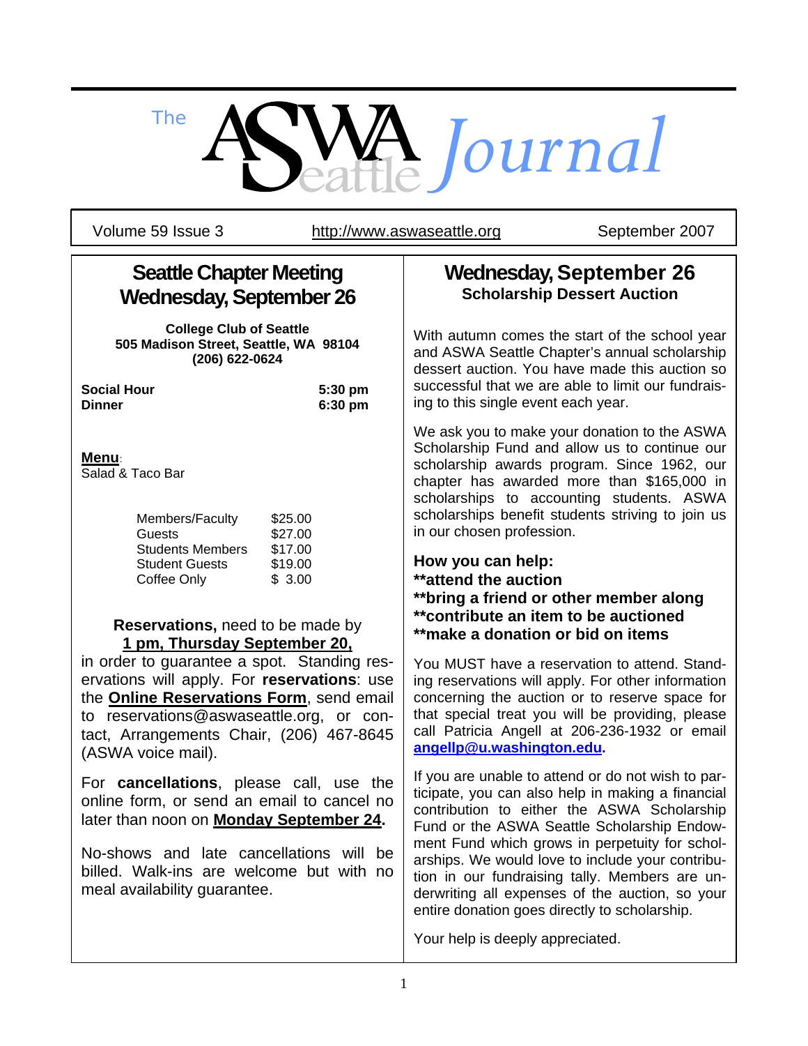# The ASWA Seattle Journal

Volume 59 Issue 3 | http://www.aswaseattle.org | September 2007

## Seattle Chapter Meeting Wednesday, September 26

**College Club of Seattle**
**505 Madison Street, Seattle, WA 98104**
**(206) 622-0624**

| | |
|---|---|
| **Social Hour** | **5:30 pm** |
| **Dinner** | **6:30 pm** |

**Menu**:
Salad & Taco Bar

| | |
|---|---|
| Members/Faculty | $25.00 |
| Guests | $27.00 |
| Students Members | $17.00 |
| Student Guests | $19.00 |
| Coffee Only | $ 3.00 |

**Reservations,** need to be made by **1 pm, Thursday September 20,** in order to guarantee a spot. Standing reservations will apply. For **reservations**: use the **Online Reservations Form**, send email to reservations@aswaseattle.org, or contact, Arrangements Chair, (206) 467-8645 (ASWA voice mail).

For **cancellations**, please call, use the online form, or send an email to cancel no later than noon on **Monday September 24.**

No-shows and late cancellations will be billed. Walk-ins are welcome but with no meal availability guarantee.

## Wednesday, September 26

### Scholarship Dessert Auction

With autumn comes the start of the school year and ASWA Seattle Chapter's annual scholarship dessert auction. You have made this auction so successful that we are able to limit our fundraising to this single event each year.

We ask you to make your donation to the ASWA Scholarship Fund and allow us to continue our scholarship awards program. Since 1962, our chapter has awarded more than $165,000 in scholarships to accounting students. ASWA scholarships benefit students striving to join us in our chosen profession.

**How you can help:**
**\*\*attend the auction**
**\*\*bring a friend or other member along**
**\*\*contribute an item to be auctioned**
**\*\*make a donation or bid on items**

You MUST have a reservation to attend. Standing reservations will apply. For other information concerning the auction or to reserve space for that special treat you will be providing, please call Patricia Angell at 206-236-1932 or email **angellp@u.washington.edu.**

If you are unable to attend or do not wish to participate, you can also help in making a financial contribution to either the ASWA Scholarship Fund or the ASWA Seattle Scholarship Endowment Fund which grows in perpetuity for scholarships. We would love to include your contribution in our fundraising tally. Members are underwriting all expenses of the auction, so your entire donation goes directly to scholarship.

Your help is deeply appreciated.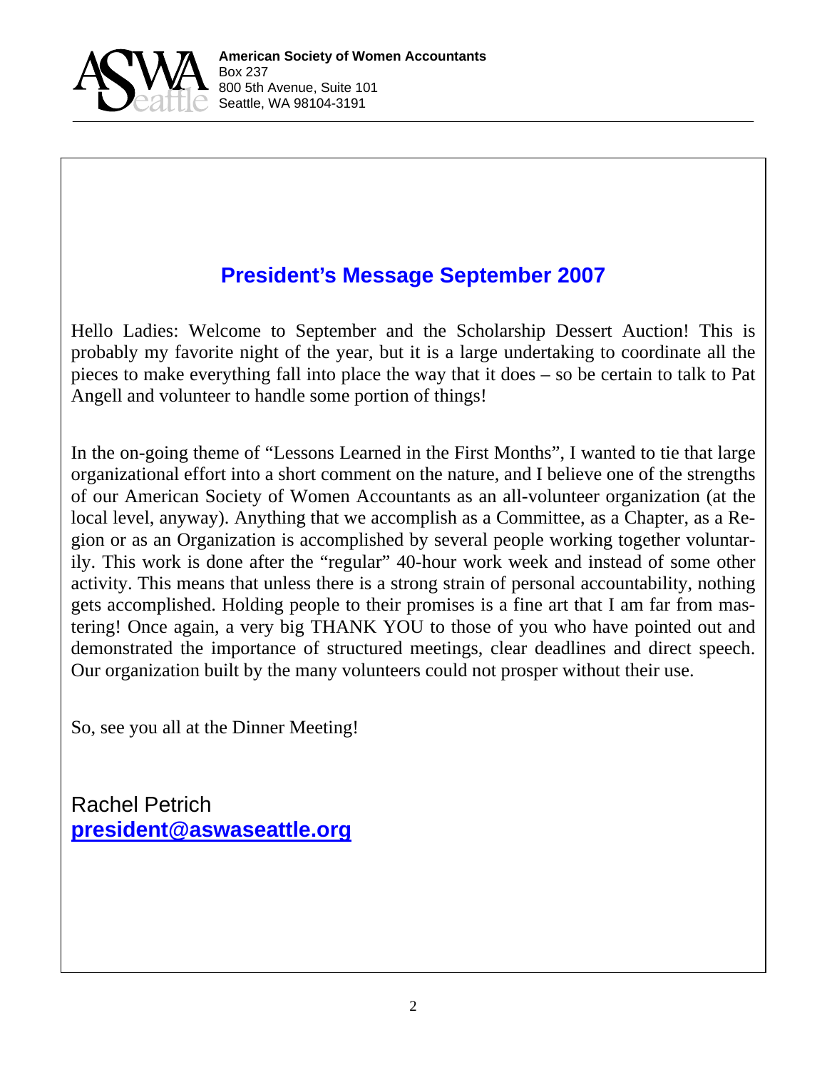**American Society of Women Accountants**
Box 237
800 5th Avenue, Suite 101
Seattle, WA 98104-3191

## President's Message September 2007

Hello Ladies: Welcome to September and the Scholarship Dessert Auction! This is probably my favorite night of the year, but it is a large undertaking to coordinate all the pieces to make everything fall into place the way that it does – so be certain to talk to Pat Angell and volunteer to handle some portion of things!

In the on-going theme of "Lessons Learned in the First Months", I wanted to tie that large organizational effort into a short comment on the nature, and I believe one of the strengths of our American Society of Women Accountants as an all-volunteer organization (at the local level, anyway). Anything that we accomplish as a Committee, as a Chapter, as a Region or as an Organization is accomplished by several people working together voluntarily. This work is done after the "regular" 40-hour work week and instead of some other activity. This means that unless there is a strong strain of personal accountability, nothing gets accomplished. Holding people to their promises is a fine art that I am far from mastering! Once again, a very big THANK YOU to those of you who have pointed out and demonstrated the importance of structured meetings, clear deadlines and direct speech. Our organization built by the many volunteers could not prosper without their use.

So, see you all at the Dinner Meeting!

Rachel Petrich
**president@aswaseattle.org**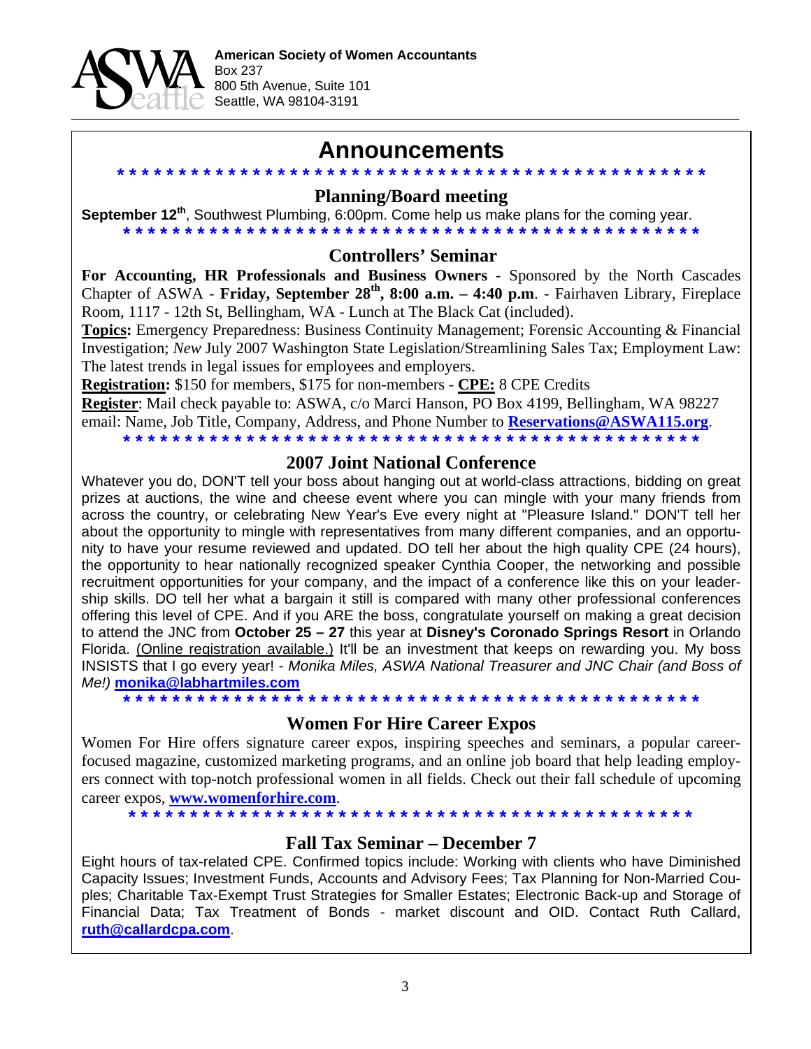**American Society of Women Accountants**
Box 237
800 5th Avenue, Suite 101
Seattle, WA 98104-3191

# Announcements

* * * * * * * * * * * * * * * * * * * * * * * * * * * * * * * * * * * * * * * * * * * * * * * *

## Planning/Board meeting

**September 12th**, Southwest Plumbing, 6:00pm. Come help us make plans for the coming year.

* * * * * * * * * * * * * * * * * * * * * * * * * * * * * * * * * * * * * * * * * * * * * * * *

## Controllers' Seminar

**For Accounting, HR Professionals and Business Owners** - Sponsored by the North Cascades Chapter of ASWA - **Friday, September 28th, 8:00 a.m. – 4:40 p.m**. - Fairhaven Library, Fireplace Room, 1117 - 12th St, Bellingham, WA - Lunch at The Black Cat (included).

**Topics:** Emergency Preparedness: Business Continuity Management; Forensic Accounting & Financial Investigation; *New* July 2007 Washington State Legislation/Streamlining Sales Tax; Employment Law: The latest trends in legal issues for employees and employers.

**Registration:** $150 for members, $175 for non-members - **CPE:** 8 CPE Credits

**Register**: Mail check payable to: ASWA, c/o Marci Hanson, PO Box 4199, Bellingham, WA 98227 email: Name, Job Title, Company, Address, and Phone Number to **Reservations@ASWA115.org**.

* * * * * * * * * * * * * * * * * * * * * * * * * * * * * * * * * * * * * * * * * * * * * * * *

## 2007 Joint National Conference

Whatever you do, DON'T tell your boss about hanging out at world-class attractions, bidding on great prizes at auctions, the wine and cheese event where you can mingle with your many friends from across the country, or celebrating New Year's Eve every night at "Pleasure Island." DON'T tell her about the opportunity to mingle with representatives from many different companies, and an opportunity to have your resume reviewed and updated. DO tell her about the high quality CPE (24 hours), the opportunity to hear nationally recognized speaker Cynthia Cooper, the networking and possible recruitment opportunities for your company, and the impact of a conference like this on your leadership skills. DO tell her what a bargain it still is compared with many other professional conferences offering this level of CPE. And if you ARE the boss, congratulate yourself on making a great decision to attend the JNC from **October 25 – 27** this year at **Disney's Coronado Springs Resort** in Orlando Florida. (Online registration available.) It'll be an investment that keeps on rewarding you. My boss INSISTS that I go every year! - *Monika Miles, ASWA National Treasurer and JNC Chair (and Boss of Me!)* **monika@labhartmiles.com**

* * * * * * * * * * * * * * * * * * * * * * * * * * * * * * * * * * * * * * * * * * * * * * * *

## Women For Hire Career Expos

Women For Hire offers signature career expos, inspiring speeches and seminars, a popular career-focused magazine, customized marketing programs, and an online job board that help leading employers connect with top-notch professional women in all fields. Check out their fall schedule of upcoming career expos, **www.womenforhire.com**.

* * * * * * * * * * * * * * * * * * * * * * * * * * * * * * * * * * * * * * * * * * * * * * * *

## Fall Tax Seminar – December 7

Eight hours of tax-related CPE. Confirmed topics include: Working with clients who have Diminished Capacity Issues; Investment Funds, Accounts and Advisory Fees; Tax Planning for Non-Married Couples; Charitable Tax-Exempt Trust Strategies for Smaller Estates; Electronic Back-up and Storage of Financial Data; Tax Treatment of Bonds - market discount and OID. Contact Ruth Callard, **ruth@callardcpa.com**.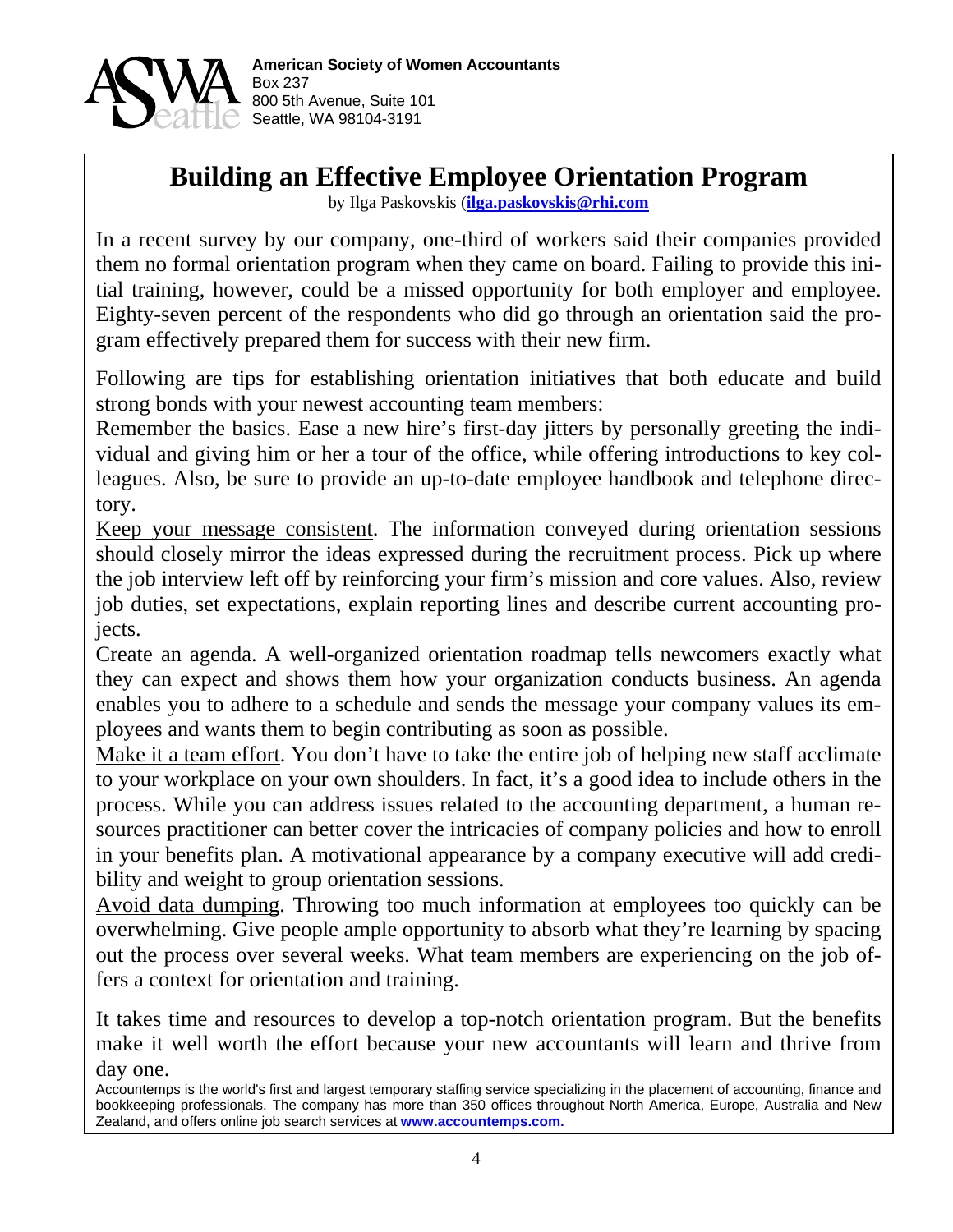**American Society of Women Accountants**
Box 237
800 5th Avenue, Suite 101
Seattle, WA 98104-3191

# Building an Effective Employee Orientation Program

by Ilga Paskovskis (**ilga.paskovskis@rhi.com**)

In a recent survey by our company, one-third of workers said their companies provided them no formal orientation program when they came on board. Failing to provide this initial training, however, could be a missed opportunity for both employer and employee. Eighty-seven percent of the respondents who did go through an orientation said the program effectively prepared them for success with their new firm.

Following are tips for establishing orientation initiatives that both educate and build strong bonds with your newest accounting team members:

Remember the basics. Ease a new hire's first-day jitters by personally greeting the individual and giving him or her a tour of the office, while offering introductions to key colleagues. Also, be sure to provide an up-to-date employee handbook and telephone directory.

Keep your message consistent. The information conveyed during orientation sessions should closely mirror the ideas expressed during the recruitment process. Pick up where the job interview left off by reinforcing your firm's mission and core values. Also, review job duties, set expectations, explain reporting lines and describe current accounting projects.

Create an agenda. A well-organized orientation roadmap tells newcomers exactly what they can expect and shows them how your organization conducts business. An agenda enables you to adhere to a schedule and sends the message your company values its employees and wants them to begin contributing as soon as possible.

Make it a team effort. You don't have to take the entire job of helping new staff acclimate to your workplace on your own shoulders. In fact, it's a good idea to include others in the process. While you can address issues related to the accounting department, a human resources practitioner can better cover the intricacies of company policies and how to enroll in your benefits plan. A motivational appearance by a company executive will add credibility and weight to group orientation sessions.

Avoid data dumping. Throwing too much information at employees too quickly can be overwhelming. Give people ample opportunity to absorb what they're learning by spacing out the process over several weeks. What team members are experiencing on the job offers a context for orientation and training.

It takes time and resources to develop a top-notch orientation program. But the benefits make it well worth the effort because your new accountants will learn and thrive from day one.

Accountemps is the world's first and largest temporary staffing service specializing in the placement of accounting, finance and bookkeeping professionals. The company has more than 350 offices throughout North America, Europe, Australia and New Zealand, and offers online job search services at **www.accountemps.com.**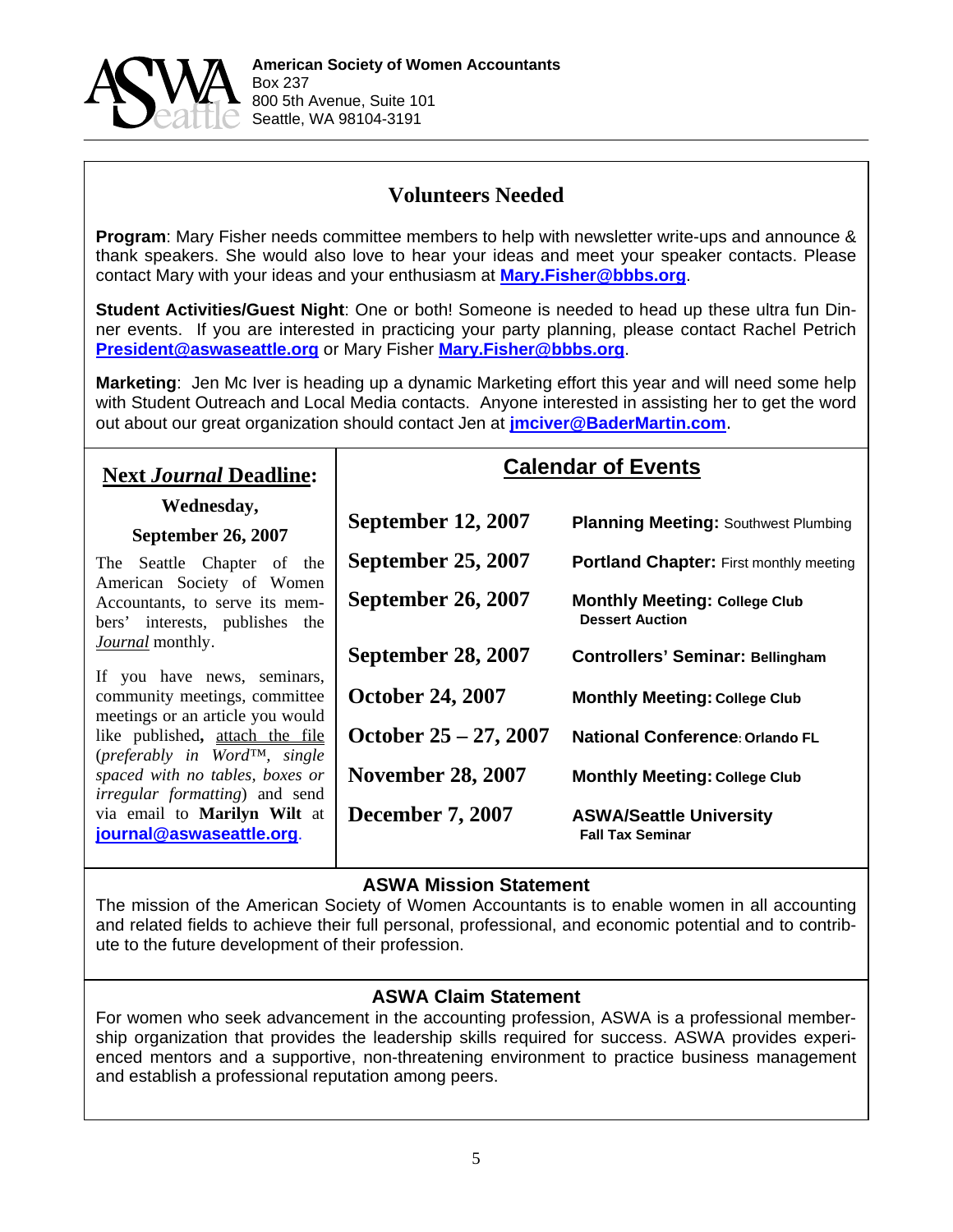**American Society of Women Accountants**
Box 237
800 5th Avenue, Suite 101
Seattle, WA 98104-3191

## Volunteers Needed

**Program**: Mary Fisher needs committee members to help with newsletter write-ups and announce & thank speakers. She would also love to hear your ideas and meet your speaker contacts. Please contact Mary with your ideas and your enthusiasm at **Mary.Fisher@bbbs.org**.

**Student Activities/Guest Night**: One or both! Someone is needed to head up these ultra fun Dinner events. If you are interested in practicing your party planning, please contact Rachel Petrich **President@aswaseattle.org** or Mary Fisher **Mary.Fisher@bbbs.org**.

**Marketing**: Jen Mc Iver is heading up a dynamic Marketing effort this year and will need some help with Student Outreach and Local Media contacts. Anyone interested in assisting her to get the word out about our great organization should contact Jen at **jmciver@BaderMartin.com**.

## Next *Journal* Deadline:

**Wednesday,**

**September 26, 2007**

The Seattle Chapter of the American Society of Women Accountants, to serve its members' interests, publishes the *Journal* monthly.

If you have news, seminars, community meetings, committee meetings or an article you would like published, attach the file (*preferably in Word™, single spaced with no tables, boxes or irregular formatting*) and send via email to **Marilyn Wilt** at **journal@aswaseattle.org**.

## Calendar of Events

| | |
|---|---|
| **September 12, 2007** | **Planning Meeting:** Southwest Plumbing |
| **September 25, 2007** | **Portland Chapter:** First monthly meeting |
| **September 26, 2007** | **Monthly Meeting: College Club Dessert Auction** |
| **September 28, 2007** | **Controllers' Seminar: Bellingham** |
| **October 24, 2007** | **Monthly Meeting: College Club** |
| **October 25 – 27, 2007** | **National Conference: Orlando FL** |
| **November 28, 2007** | **Monthly Meeting: College Club** |
| **December 7, 2007** | **ASWA/Seattle University Fall Tax Seminar** |

### ASWA Mission Statement

The mission of the American Society of Women Accountants is to enable women in all accounting and related fields to achieve their full personal, professional, and economic potential and to contribute to the future development of their profession.

### ASWA Claim Statement

For women who seek advancement in the accounting profession, ASWA is a professional membership organization that provides the leadership skills required for success. ASWA provides experienced mentors and a supportive, non-threatening environment to practice business management and establish a professional reputation among peers.